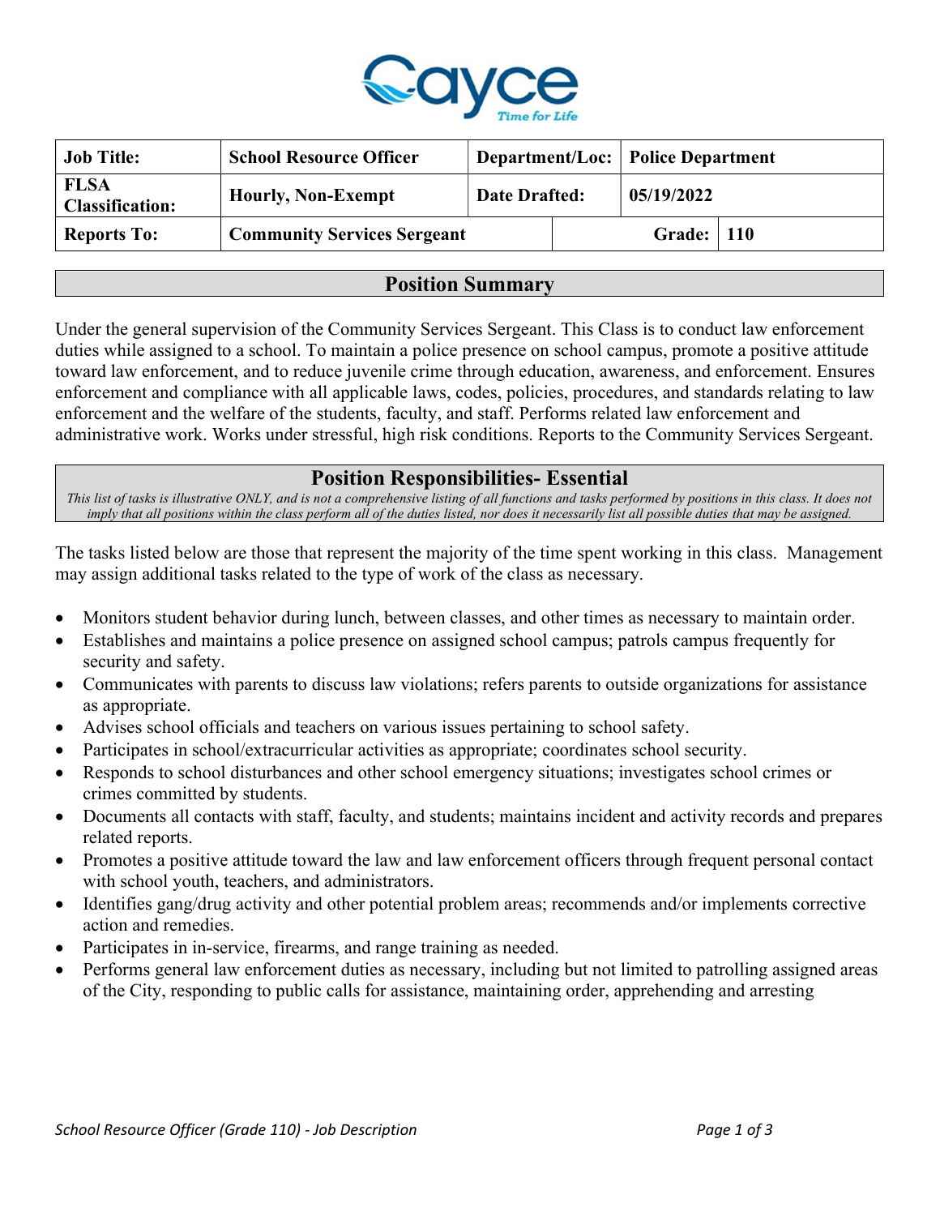| Job Title: | School Resource Officer | Department/Loc: | Police Department |
|---|---|---|---|
| FLSA Classification: | Hourly, Non-Exempt | Date Drafted: | 05/19/2022 |
| Reports To: | Community Services Sergeant | Grade: | 110 |

## Position Summary

Under the general supervision of the Community Services Sergeant. This Class is to conduct law enforcement duties while assigned to a school. To maintain a police presence on school campus, promote a positive attitude toward law enforcement, and to reduce juvenile crime through education, awareness, and enforcement. Ensures enforcement and compliance with all applicable laws, codes, policies, procedures, and standards relating to law enforcement and the welfare of the students, faculty, and staff. Performs related law enforcement and administrative work. Works under stressful, high risk conditions. Reports to the Community Services Sergeant.

## Position Responsibilities- Essential

*This list of tasks is illustrative ONLY, and is not a comprehensive listing of all functions and tasks performed by positions in this class. It does not imply that all positions within the class perform all of the duties listed, nor does it necessarily list all possible duties that may be assigned.*

The tasks listed below are those that represent the majority of the time spent working in this class. Management may assign additional tasks related to the type of work of the class as necessary.

- Monitors student behavior during lunch, between classes, and other times as necessary to maintain order.
- Establishes and maintains a police presence on assigned school campus; patrols campus frequently for security and safety.
- Communicates with parents to discuss law violations; refers parents to outside organizations for assistance as appropriate.
- Advises school officials and teachers on various issues pertaining to school safety.
- Participates in school/extracurricular activities as appropriate; coordinates school security.
- Responds to school disturbances and other school emergency situations; investigates school crimes or crimes committed by students.
- Documents all contacts with staff, faculty, and students; maintains incident and activity records and prepares related reports.
- Promotes a positive attitude toward the law and law enforcement officers through frequent personal contact with school youth, teachers, and administrators.
- Identifies gang/drug activity and other potential problem areas; recommends and/or implements corrective action and remedies.
- Participates in in-service, firearms, and range training as needed.
- Performs general law enforcement duties as necessary, including but not limited to patrolling assigned areas of the City, responding to public calls for assistance, maintaining order, apprehending and arresting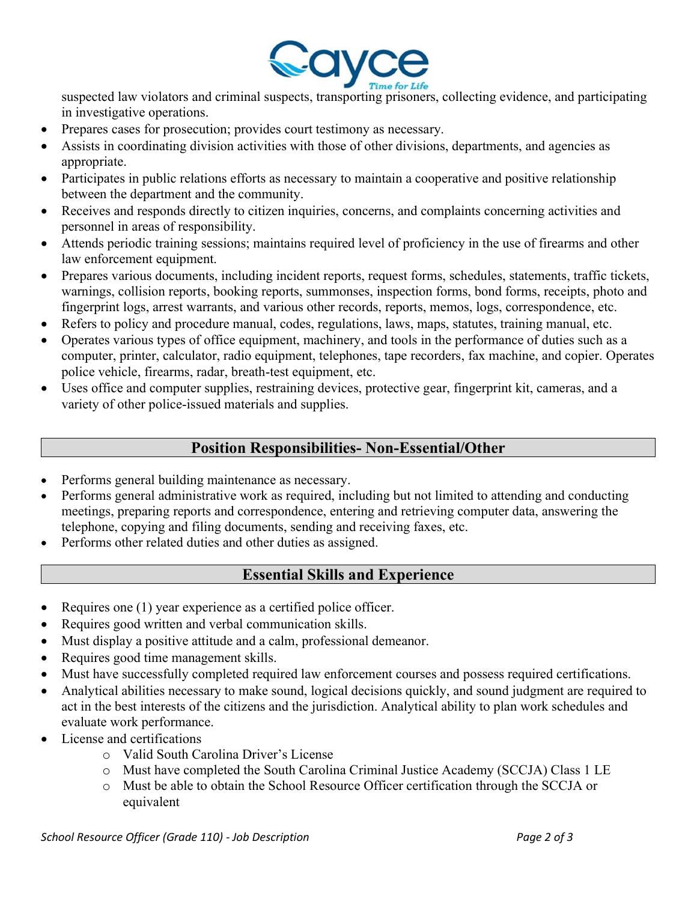suspected law violators and criminal suspects, transporting prisoners, collecting evidence, and participating in investigative operations.

- Prepares cases for prosecution; provides court testimony as necessary.
- Assists in coordinating division activities with those of other divisions, departments, and agencies as appropriate.
- Participates in public relations efforts as necessary to maintain a cooperative and positive relationship between the department and the community.
- Receives and responds directly to citizen inquiries, concerns, and complaints concerning activities and personnel in areas of responsibility.
- Attends periodic training sessions; maintains required level of proficiency in the use of firearms and other law enforcement equipment.
- Prepares various documents, including incident reports, request forms, schedules, statements, traffic tickets, warnings, collision reports, booking reports, summonses, inspection forms, bond forms, receipts, photo and fingerprint logs, arrest warrants, and various other records, reports, memos, logs, correspondence, etc.
- Refers to policy and procedure manual, codes, regulations, laws, maps, statutes, training manual, etc.
- Operates various types of office equipment, machinery, and tools in the performance of duties such as a computer, printer, calculator, radio equipment, telephones, tape recorders, fax machine, and copier. Operates police vehicle, firearms, radar, breath-test equipment, etc.
- Uses office and computer supplies, restraining devices, protective gear, fingerprint kit, cameras, and a variety of other police-issued materials and supplies.

## Position Responsibilities- Non-Essential/Other

- Performs general building maintenance as necessary.
- Performs general administrative work as required, including but not limited to attending and conducting meetings, preparing reports and correspondence, entering and retrieving computer data, answering the telephone, copying and filing documents, sending and receiving faxes, etc.
- Performs other related duties and other duties as assigned.

## Essential Skills and Experience

- Requires one (1) year experience as a certified police officer.
- Requires good written and verbal communication skills.
- Must display a positive attitude and a calm, professional demeanor.
- Requires good time management skills.
- Must have successfully completed required law enforcement courses and possess required certifications.
- Analytical abilities necessary to make sound, logical decisions quickly, and sound judgment are required to act in the best interests of the citizens and the jurisdiction. Analytical ability to plan work schedules and evaluate work performance.
- License and certifications
  - Valid South Carolina Driver's License
  - Must have completed the South Carolina Criminal Justice Academy (SCCJA) Class 1 LE
  - Must be able to obtain the School Resource Officer certification through the SCCJA or equivalent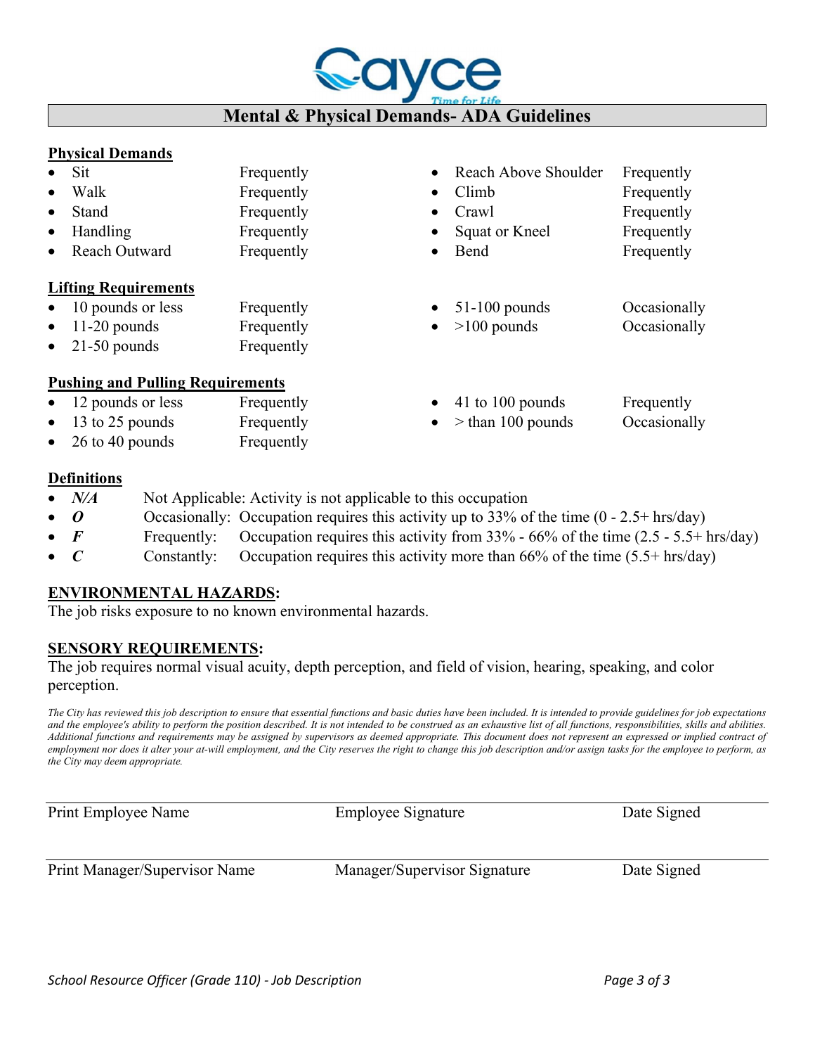# Mental & Physical Demands- ADA Guidelines

## Physical Demands

| | | | |
|---|---|---|---|
| Sit | Frequently | Reach Above Shoulder | Frequently |
| Walk | Frequently | Climb | Frequently |
| Stand | Frequently | Crawl | Frequently |
| Handling | Frequently | Squat or Kneel | Frequently |
| Reach Outward | Frequently | Bend | Frequently |

## Lifting Requirements

| | | | |
|---|---|---|---|
| 10 pounds or less | Frequently | 51-100 pounds | Occasionally |
| 11-20 pounds | Frequently | >100 pounds | Occasionally |
| 21-50 pounds | Frequently | | |

## Pushing and Pulling Requirements

| | | | |
|---|---|---|---|
| 12 pounds or less | Frequently | 41 to 100 pounds | Frequently |
| 13 to 25 pounds | Frequently | > than 100 pounds | Occasionally |
| 26 to 40 pounds | Frequently | | |

## Definitions

- ***N/A*** Not Applicable: Activity is not applicable to this occupation
- ***O*** Occasionally: Occupation requires this activity up to 33% of the time (0 - 2.5+ hrs/day)
- ***F*** Frequently: Occupation requires this activity from 33% - 66% of the time (2.5 - 5.5+ hrs/day)
- ***C*** Constantly: Occupation requires this activity more than 66% of the time (5.5+ hrs/day)

## ENVIRONMENTAL HAZARDS:

The job risks exposure to no known environmental hazards.

## SENSORY REQUIREMENTS:

The job requires normal visual acuity, depth perception, and field of vision, hearing, speaking, and color perception.

*The City has reviewed this job description to ensure that essential functions and basic duties have been included. It is intended to provide guidelines for job expectations and the employee's ability to perform the position described. It is not intended to be construed as an exhaustive list of all functions, responsibilities, skills and abilities. Additional functions and requirements may be assigned by supervisors as deemed appropriate. This document does not represent an expressed or implied contract of employment nor does it alter your at-will employment, and the City reserves the right to change this job description and/or assign tasks for the employee to perform, as the City may deem appropriate.*

| | | |
|---|---|---|
| Print Employee Name | Employee Signature | Date Signed |
| Print Manager/Supervisor Name | Manager/Supervisor Signature | Date Signed |